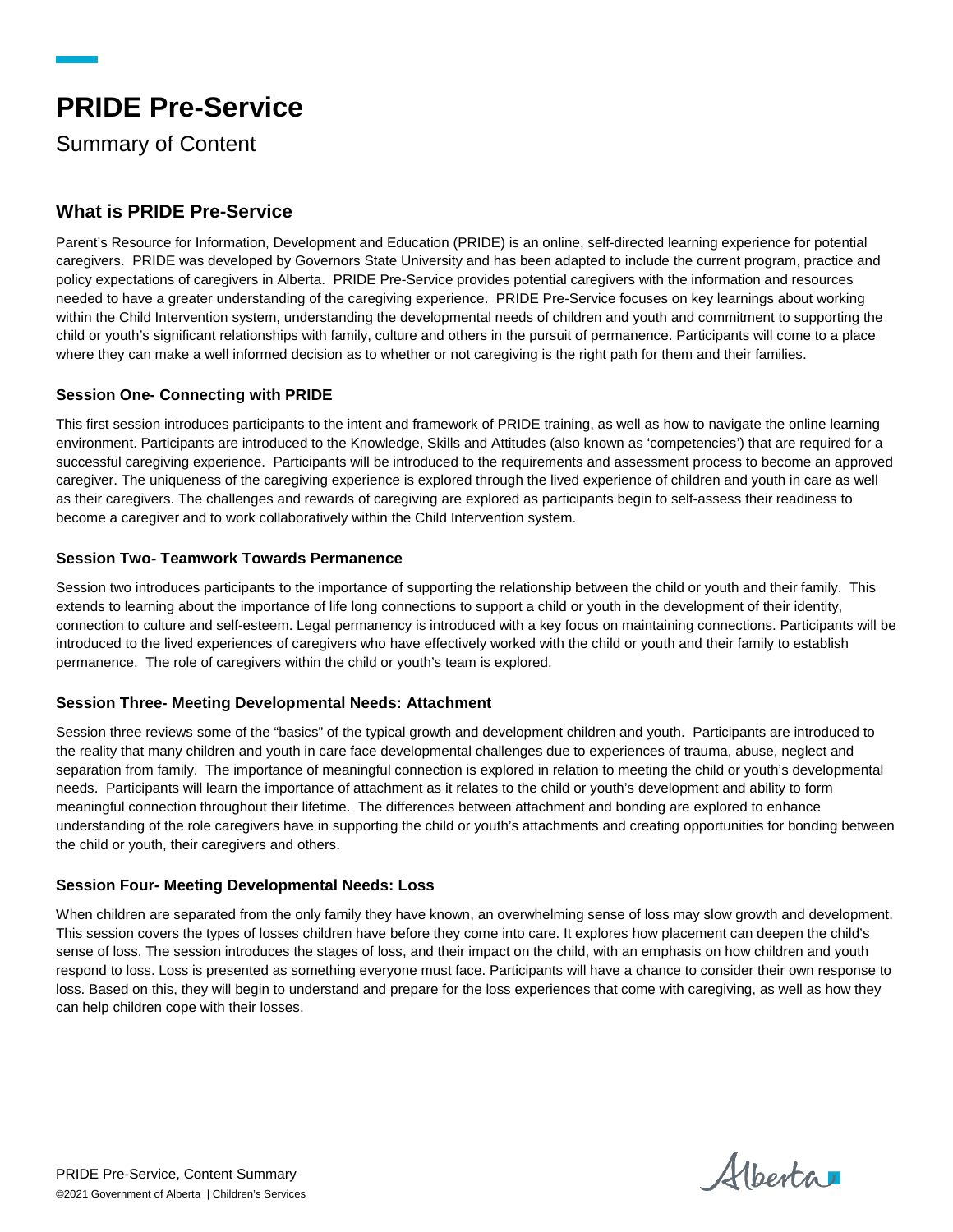# PRIDE Pre-Service

Summary of Content

## What is PRIDE Pre-Service

Parent's Resource for Information, Development and Education (PRIDE) is an online, self-directed learning experience for potential caregivers. PRIDE was developed by Governors State University and has been adapted to include the current program, practice and policy expectations of caregivers in Alberta. PRIDE Pre-Service provides potential caregivers with the information and resources needed to have a greater understanding of the caregiving experience. PRIDE Pre-Service focuses on key learnings about working within the Child Intervention system, understanding the developmental needs of children and youth and commitment to supporting the child or youth's significant relationships with family, culture and others in the pursuit of permanence. Participants will come to a place where they can make a well informed decision as to whether or not caregiving is the right path for them and their families.

### Session One- Connecting with PRIDE

This first session introduces participants to the intent and framework of PRIDE training, as well as how to navigate the online learning environment. Participants are introduced to the Knowledge, Skills and Attitudes (also known as 'competencies') that are required for a successful caregiving experience. Participants will be introduced to the requirements and assessment process to become an approved caregiver. The uniqueness of the caregiving experience is explored through the lived experience of children and youth in care as well as their caregivers. The challenges and rewards of caregiving are explored as participants begin to self-assess their readiness to become a caregiver and to work collaboratively within the Child Intervention system.

### Session Two- Teamwork Towards Permanence

Session two introduces participants to the importance of supporting the relationship between the child or youth and their family. This extends to learning about the importance of life long connections to support a child or youth in the development of their identity, connection to culture and self-esteem. Legal permanency is introduced with a key focus on maintaining connections. Participants will be introduced to the lived experiences of caregivers who have effectively worked with the child or youth and their family to establish permanence. The role of caregivers within the child or youth's team is explored.

### Session Three- Meeting Developmental Needs: Attachment

Session three reviews some of the "basics" of the typical growth and development children and youth. Participants are introduced to the reality that many children and youth in care face developmental challenges due to experiences of trauma, abuse, neglect and separation from family. The importance of meaningful connection is explored in relation to meeting the child or youth's developmental needs. Participants will learn the importance of attachment as it relates to the child or youth's development and ability to form meaningful connection throughout their lifetime. The differences between attachment and bonding are explored to enhance understanding of the role caregivers have in supporting the child or youth's attachments and creating opportunities for bonding between the child or youth, their caregivers and others.

### Session Four- Meeting Developmental Needs: Loss

When children are separated from the only family they have known, an overwhelming sense of loss may slow growth and development. This session covers the types of losses children have before they come into care. It explores how placement can deepen the child's sense of loss. The session introduces the stages of loss, and their impact on the child, with an emphasis on how children and youth respond to loss. Loss is presented as something everyone must face. Participants will have a chance to consider their own response to loss. Based on this, they will begin to understand and prepare for the loss experiences that come with caregiving, as well as how they can help children cope with their losses.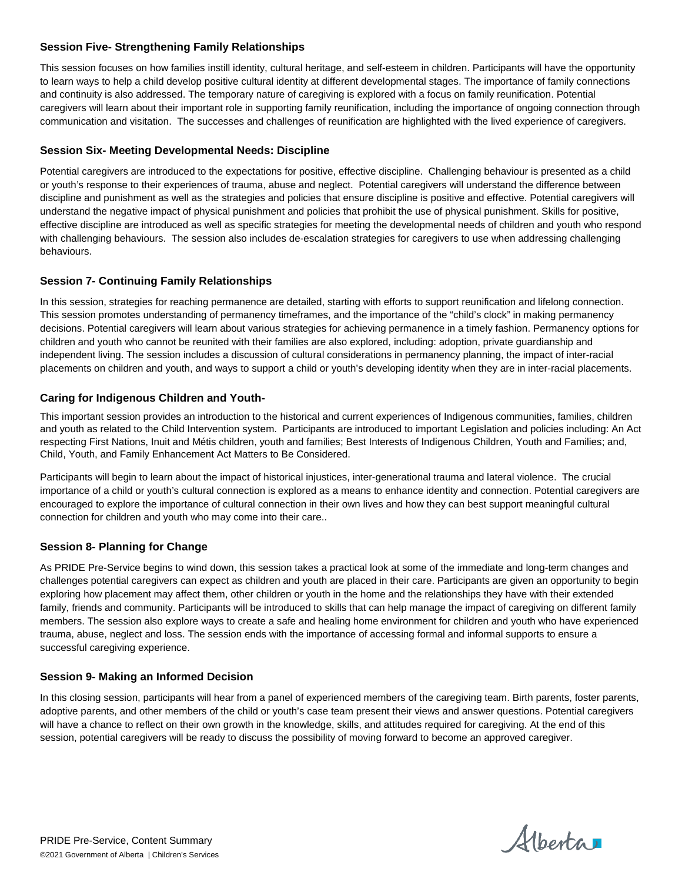### Session Five- Strengthening Family Relationships

This session focuses on how families instill identity, cultural heritage, and self-esteem in children. Participants will have the opportunity to learn ways to help a child develop positive cultural identity at different developmental stages. The importance of family connections and continuity is also addressed. The temporary nature of caregiving is explored with a focus on family reunification. Potential caregivers will learn about their important role in supporting family reunification, including the importance of ongoing connection through communication and visitation. The successes and challenges of reunification are highlighted with the lived experience of caregivers.

### Session Six- Meeting Developmental Needs: Discipline

Potential caregivers are introduced to the expectations for positive, effective discipline. Challenging behaviour is presented as a child or youth's response to their experiences of trauma, abuse and neglect. Potential caregivers will understand the difference between discipline and punishment as well as the strategies and policies that ensure discipline is positive and effective. Potential caregivers will understand the negative impact of physical punishment and policies that prohibit the use of physical punishment. Skills for positive, effective discipline are introduced as well as specific strategies for meeting the developmental needs of children and youth who respond with challenging behaviours. The session also includes de-escalation strategies for caregivers to use when addressing challenging behaviours.

### Session 7- Continuing Family Relationships

In this session, strategies for reaching permanence are detailed, starting with efforts to support reunification and lifelong connection. This session promotes understanding of permanency timeframes, and the importance of the "child's clock" in making permanency decisions. Potential caregivers will learn about various strategies for achieving permanence in a timely fashion. Permanency options for children and youth who cannot be reunited with their families are also explored, including: adoption, private guardianship and independent living. The session includes a discussion of cultural considerations in permanency planning, the impact of inter-racial placements on children and youth, and ways to support a child or youth's developing identity when they are in inter-racial placements.

### Caring for Indigenous Children and Youth-

This important session provides an introduction to the historical and current experiences of Indigenous communities, families, children and youth as related to the Child Intervention system. Participants are introduced to important Legislation and policies including: An Act respecting First Nations, Inuit and Métis children, youth and families; Best Interests of Indigenous Children, Youth and Families; and, Child, Youth, and Family Enhancement Act Matters to Be Considered.

Participants will begin to learn about the impact of historical injustices, inter-generational trauma and lateral violence. The crucial importance of a child or youth's cultural connection is explored as a means to enhance identity and connection. Potential caregivers are encouraged to explore the importance of cultural connection in their own lives and how they can best support meaningful cultural connection for children and youth who may come into their care..

### Session 8- Planning for Change

As PRIDE Pre-Service begins to wind down, this session takes a practical look at some of the immediate and long-term changes and challenges potential caregivers can expect as children and youth are placed in their care. Participants are given an opportunity to begin exploring how placement may affect them, other children or youth in the home and the relationships they have with their extended family, friends and community. Participants will be introduced to skills that can help manage the impact of caregiving on different family members. The session also explore ways to create a safe and healing home environment for children and youth who have experienced trauma, abuse, neglect and loss. The session ends with the importance of accessing formal and informal supports to ensure a successful caregiving experience.

### Session 9- Making an Informed Decision

In this closing session, participants will hear from a panel of experienced members of the caregiving team. Birth parents, foster parents, adoptive parents, and other members of the child or youth's case team present their views and answer questions. Potential caregivers will have a chance to reflect on their own growth in the knowledge, skills, and attitudes required for caregiving. At the end of this session, potential caregivers will be ready to discuss the possibility of moving forward to become an approved caregiver.